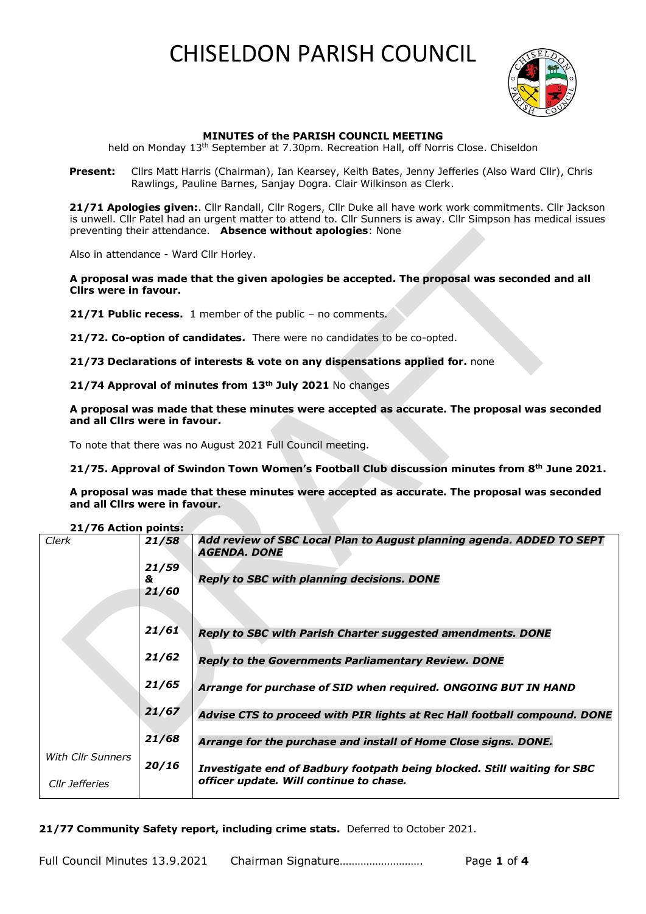# CHISELDON PARISH COUNCIL

**MINUTES of the PARISH COUNCIL MEETING**
held on Monday 13th September at 7.30pm. Recreation Hall, off Norris Close. Chiseldon

**Present:** Cllrs Matt Harris (Chairman), Ian Kearsey, Keith Bates, Jenny Jefferies (Also Ward Cllr), Chris Rawlings, Pauline Barnes, Sanjay Dogra. Clair Wilkinson as Clerk.

**21/71 Apologies given:**. Cllr Randall, Cllr Rogers, Cllr Duke all have work work commitments. Cllr Jackson is unwell. Cllr Patel had an urgent matter to attend to. Cllr Sunners is away. Cllr Simpson has medical issues preventing their attendance. **Absence without apologies**: None

Also in attendance - Ward Cllr Horley.

**A proposal was made that the given apologies be accepted. The proposal was seconded and all Cllrs were in favour.**

**21/71 Public recess.** 1 member of the public – no comments.

**21/72. Co-option of candidates.** There were no candidates to be co-opted.

**21/73 Declarations of interests & vote on any dispensations applied for.** none

**21/74 Approval of minutes from 13th July 2021** No changes

**A proposal was made that these minutes were accepted as accurate. The proposal was seconded and all Cllrs were in favour.**

To note that there was no August 2021 Full Council meeting.

**21/75. Approval of Swindon Town Women's Football Club discussion minutes from 8th June 2021.**

**A proposal was made that these minutes were accepted as accurate. The proposal was seconded and all Cllrs were in favour.**

**21/76 Action points:**

| | | |
|---|---|---|
| *Clerk* | ***21/58*** | ***Add review of SBC Local Plan to August planning agenda. ADDED TO SEPT AGENDA. DONE*** |
| | ***21/59 & 21/60*** | ***Reply to SBC with planning decisions. DONE*** |
| | ***21/61*** | ***Reply to SBC with Parish Charter suggested amendments. DONE*** |
| | ***21/62*** | ***Reply to the Governments Parliamentary Review. DONE*** |
| | ***21/65*** | ***Arrange for purchase of SID when required. ONGOING BUT IN HAND*** |
| | ***21/67*** | ***Advise CTS to proceed with PIR lights at Rec Hall football compound. DONE*** |
| | ***21/68*** | ***Arrange for the purchase and install of Home Close signs. DONE.*** |
| *With Cllr Sunners* *Cllr Jefferies* | ***20/16*** | ***Investigate end of Badbury footpath being blocked. Still waiting for SBC officer update. Will continue to chase.*** |

**21/77 Community Safety report, including crime stats.** Deferred to October 2021.

Full Council Minutes 13.9.2021 Chairman Signature……………………….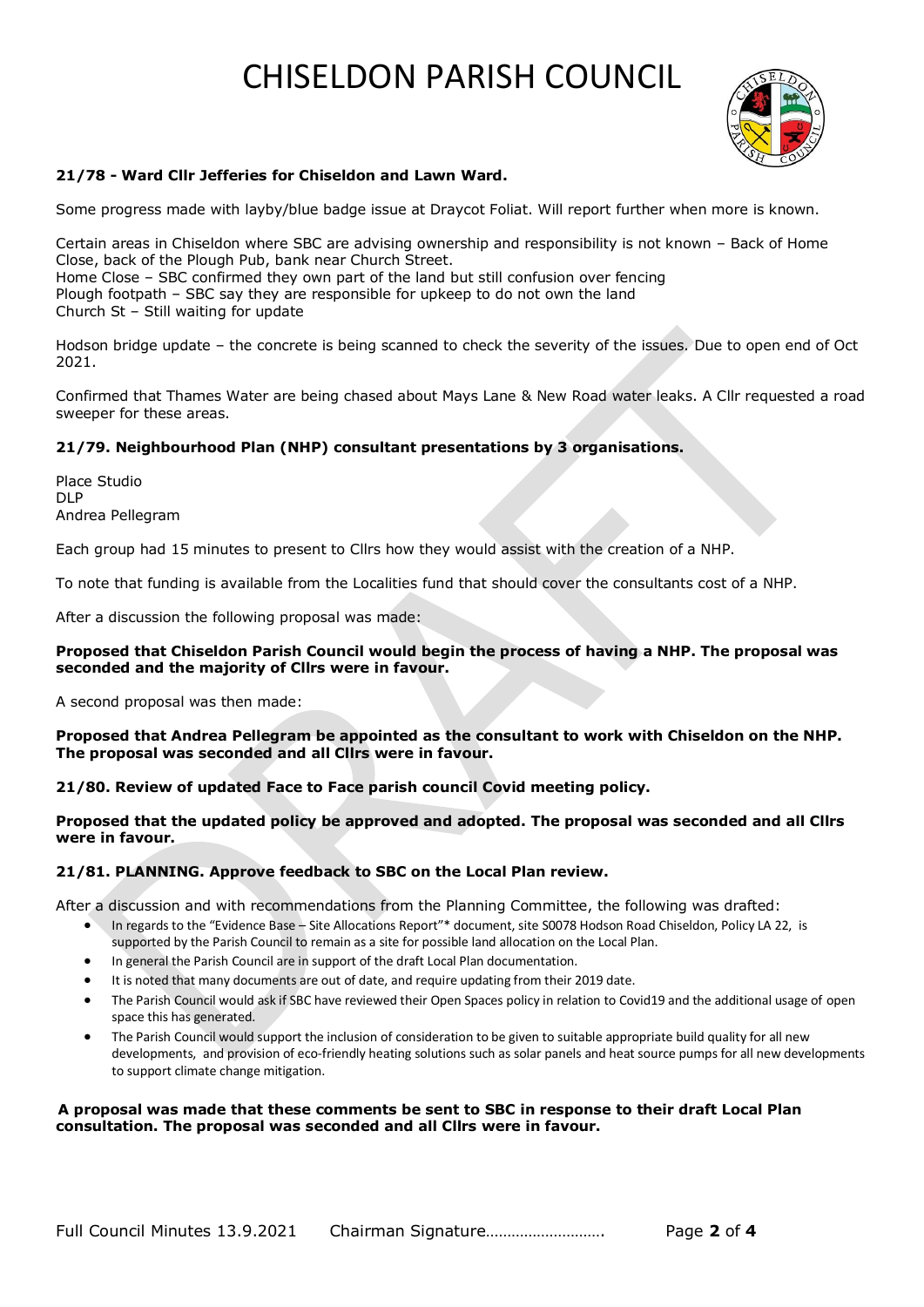# CHISELDON PARISH COUNCIL

**21/78 - Ward Cllr Jefferies for Chiseldon and Lawn Ward.**

Some progress made with layby/blue badge issue at Draycot Foliat. Will report further when more is known.

Certain areas in Chiseldon where SBC are advising ownership and responsibility is not known – Back of Home Close, back of the Plough Pub, bank near Church Street.
Home Close – SBC confirmed they own part of the land but still confusion over fencing
Plough footpath – SBC say they are responsible for upkeep to do not own the land
Church St – Still waiting for update

Hodson bridge update – the concrete is being scanned to check the severity of the issues. Due to open end of Oct 2021.

Confirmed that Thames Water are being chased about Mays Lane & New Road water leaks. A Cllr requested a road sweeper for these areas.

**21/79. Neighbourhood Plan (NHP) consultant presentations by 3 organisations.**

Place Studio
DLP
Andrea Pellegram

Each group had 15 minutes to present to Cllrs how they would assist with the creation of a NHP.

To note that funding is available from the Localities fund that should cover the consultants cost of a NHP.

After a discussion the following proposal was made:

**Proposed that Chiseldon Parish Council would begin the process of having a NHP. The proposal was seconded and the majority of Cllrs were in favour.**

A second proposal was then made:

**Proposed that Andrea Pellegram be appointed as the consultant to work with Chiseldon on the NHP. The proposal was seconded and all Cllrs were in favour.**

**21/80. Review of updated Face to Face parish council Covid meeting policy.**

**Proposed that the updated policy be approved and adopted. The proposal was seconded and all Cllrs were in favour.**

**21/81. PLANNING. Approve feedback to SBC on the Local Plan review.**

After a discussion and with recommendations from the Planning Committee, the following was drafted:

- In regards to the "Evidence Base – Site Allocations Report"* document, site S0078 Hodson Road Chiseldon, Policy LA 22, is supported by the Parish Council to remain as a site for possible land allocation on the Local Plan.
- In general the Parish Council are in support of the draft Local Plan documentation.
- It is noted that many documents are out of date, and require updating from their 2019 date.
- The Parish Council would ask if SBC have reviewed their Open Spaces policy in relation to Covid19 and the additional usage of open space this has generated.
- The Parish Council would support the inclusion of consideration to be given to suitable appropriate build quality for all new developments, and provision of eco-friendly heating solutions such as solar panels and heat source pumps for all new developments to support climate change mitigation.

**A proposal was made that these comments be sent to SBC in response to their draft Local Plan consultation. The proposal was seconded and all Cllrs were in favour.**

Full Council Minutes 13.9.2021 Chairman Signature……………………….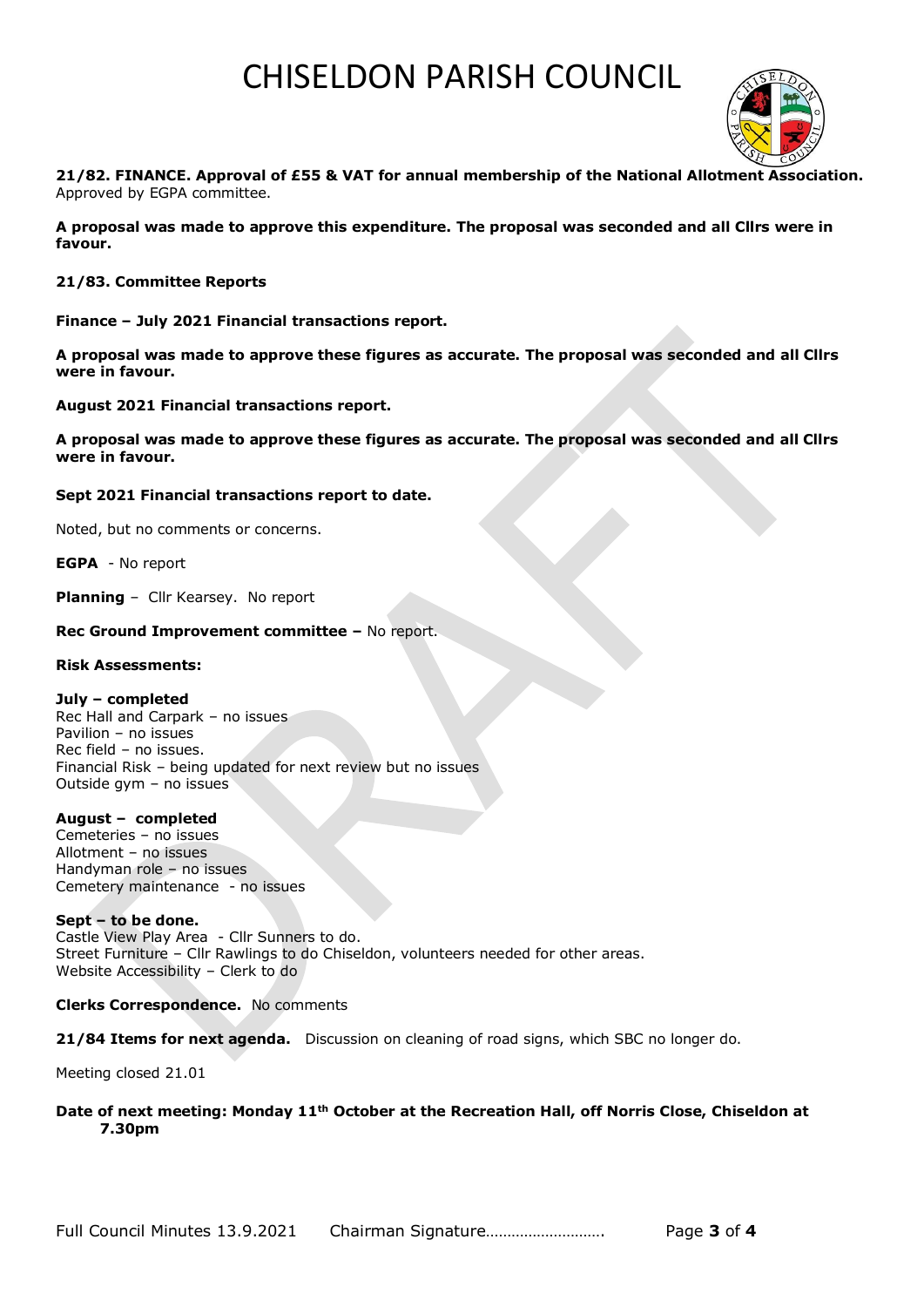**21/82. FINANCE. Approval of £55 & VAT for annual membership of the National Allotment Association.**
Approved by EGPA committee.

**A proposal was made to approve this expenditure. The proposal was seconded and all Cllrs were in favour.**

**21/83. Committee Reports**

**Finance – July 2021 Financial transactions report.**

**A proposal was made to approve these figures as accurate. The proposal was seconded and all Cllrs were in favour.**

**August 2021 Financial transactions report.**

**A proposal was made to approve these figures as accurate. The proposal was seconded and all Cllrs were in favour.**

**Sept 2021 Financial transactions report to date.**

Noted, but no comments or concerns.

**EGPA** - No report

**Planning** – Cllr Kearsey. No report

**Rec Ground Improvement committee –** No report.

**Risk Assessments:**

**July – completed**
Rec Hall and Carpark – no issues
Pavilion – no issues
Rec field – no issues.
Financial Risk – being updated for next review but no issues
Outside gym – no issues

**August – completed**
Cemeteries – no issues
Allotment – no issues
Handyman role – no issues
Cemetery maintenance - no issues

**Sept – to be done.**
Castle View Play Area - Cllr Sunners to do.
Street Furniture – Cllr Rawlings to do Chiseldon, volunteers needed for other areas.
Website Accessibility – Clerk to do

**Clerks Correspondence.** No comments

**21/84 Items for next agenda.** Discussion on cleaning of road signs, which SBC no longer do.

Meeting closed 21.01

**Date of next meeting: Monday 11th October at the Recreation Hall, off Norris Close, Chiseldon at 7.30pm**

Full Council Minutes 13.9.2021 Chairman Signature……………………….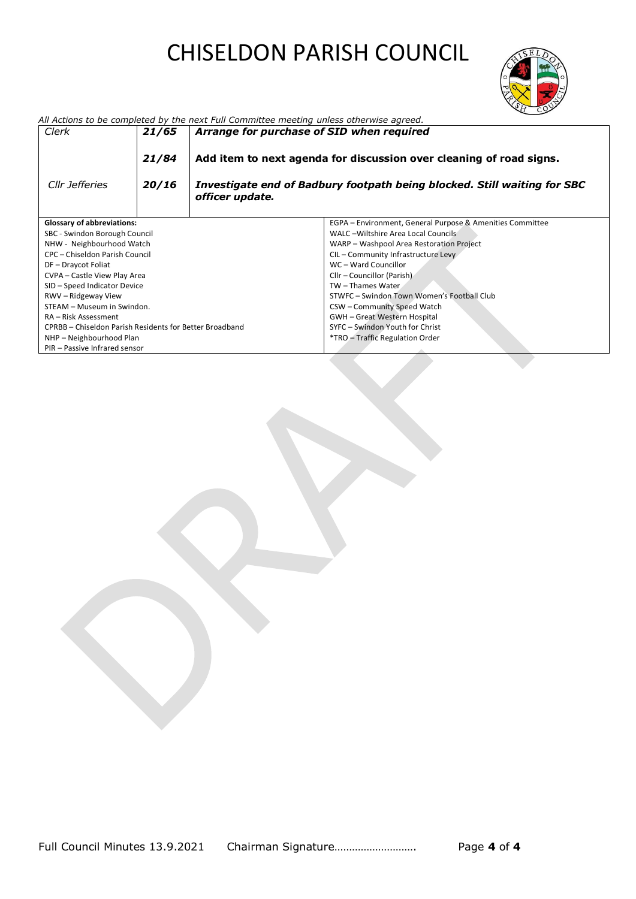# CHISELDON PARISH COUNCIL

*All Actions to be completed by the next Full Committee meeting unless otherwise agreed.*

| | | |
|---|---|---|
| *Clerk* | ***21/65*** | ***Arrange for purchase of SID when required*** |
| | ***21/84*** | **Add item to next agenda for discussion over cleaning of road signs.** |
| *Cllr Jefferies* | ***20/16*** | ***Investigate end of Badbury footpath being blocked. Still waiting for SBC officer update.*** |

| **Glossary of abbreviations:** | |
|---|---|
| SBC - Swindon Borough Council | EGPA – Environment, General Purpose & Amenities Committee |
| NHW - Neighbourhood Watch | WALC –Wiltshire Area Local Councils |
| CPC – Chiseldon Parish Council | WARP – Washpool Area Restoration Project |
| DF – Draycot Foliat | CIL – Community Infrastructure Levy |
| CVPA – Castle View Play Area | WC – Ward Councillor |
| SID – Speed Indicator Device | Cllr – Councillor (Parish) |
| RWV – Ridgeway View | TW – Thames Water |
| STEAM – Museum in Swindon. | STWFC – Swindon Town Women's Football Club |
| RA – Risk Assessment | CSW – Community Speed Watch |
| CPRBB – Chiseldon Parish Residents for Better Broadband | GWH – Great Western Hospital |
| NHP – Neighbourhood Plan | SYFC – Swindon Youth for Christ |
| PIR – Passive Infrared sensor | *TRO – Traffic Regulation Order |

DRAFT

Full Council Minutes 13.9.2021 Chairman Signature……………………….